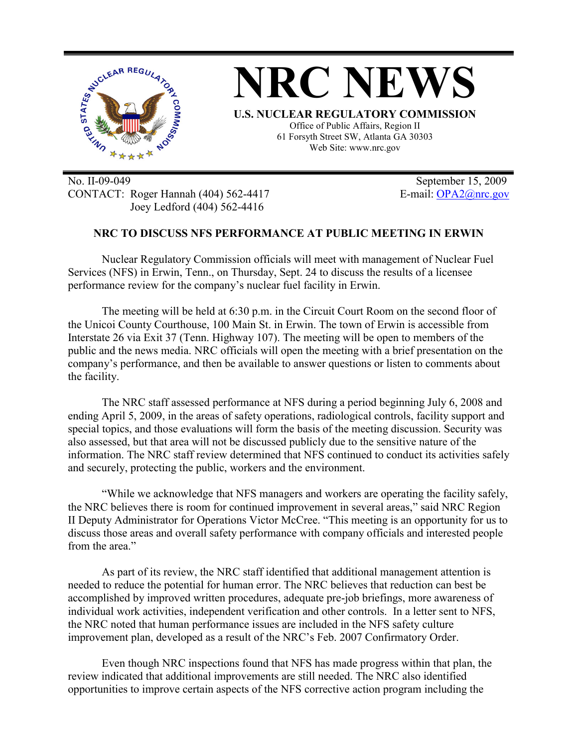# NRC NEWS

**U.S. NUCLEAR REGULATORY COMMISSION**
Office of Public Affairs, Region II
61 Forsyth Street SW, Atlanta GA 30303
Web Site: www.nrc.gov

No. II-09-049
CONTACT: Roger Hannah (404) 562-4417
Joey Ledford (404) 562-4416

September 15, 2009
E-mail: OPA2@nrc.gov

**NRC TO DISCUSS NFS PERFORMANCE AT PUBLIC MEETING IN ERWIN**

Nuclear Regulatory Commission officials will meet with management of Nuclear Fuel Services (NFS) in Erwin, Tenn., on Thursday, Sept. 24 to discuss the results of a licensee performance review for the company's nuclear fuel facility in Erwin.

The meeting will be held at 6:30 p.m. in the Circuit Court Room on the second floor of the Unicoi County Courthouse, 100 Main St. in Erwin. The town of Erwin is accessible from Interstate 26 via Exit 37 (Tenn. Highway 107). The meeting will be open to members of the public and the news media. NRC officials will open the meeting with a brief presentation on the company's performance, and then be available to answer questions or listen to comments about the facility.

The NRC staff assessed performance at NFS during a period beginning July 6, 2008 and ending April 5, 2009, in the areas of safety operations, radiological controls, facility support and special topics, and those evaluations will form the basis of the meeting discussion. Security was also assessed, but that area will not be discussed publicly due to the sensitive nature of the information. The NRC staff review determined that NFS continued to conduct its activities safely and securely, protecting the public, workers and the environment.

"While we acknowledge that NFS managers and workers are operating the facility safely, the NRC believes there is room for continued improvement in several areas," said NRC Region II Deputy Administrator for Operations Victor McCree. "This meeting is an opportunity for us to discuss those areas and overall safety performance with company officials and interested people from the area."

As part of its review, the NRC staff identified that additional management attention is needed to reduce the potential for human error. The NRC believes that reduction can best be accomplished by improved written procedures, adequate pre-job briefings, more awareness of individual work activities, independent verification and other controls. In a letter sent to NFS, the NRC noted that human performance issues are included in the NFS safety culture improvement plan, developed as a result of the NRC's Feb. 2007 Confirmatory Order.

Even though NRC inspections found that NFS has made progress within that plan, the review indicated that additional improvements are still needed. The NRC also identified opportunities to improve certain aspects of the NFS corrective action program including the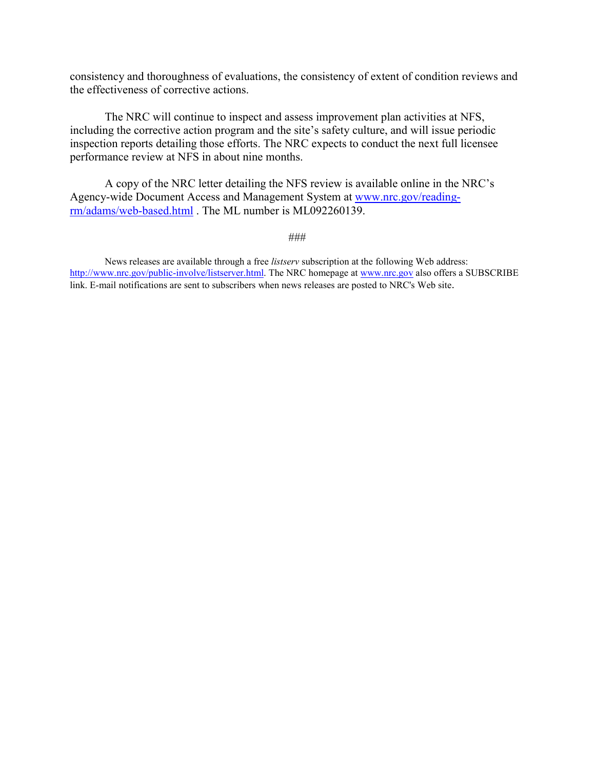consistency and thoroughness of evaluations, the consistency of extent of condition reviews and the effectiveness of corrective actions.

The NRC will continue to inspect and assess improvement plan activities at NFS, including the corrective action program and the site's safety culture, and will issue periodic inspection reports detailing those efforts. The NRC expects to conduct the next full licensee performance review at NFS in about nine months.

A copy of the NRC letter detailing the NFS review is available online in the NRC's Agency-wide Document Access and Management System at [www.nrc.gov/reading-rm/adams/web-based.html](www.nrc.gov/reading-rm/adams/web-based.html) . The ML number is ML092260139.

###

News releases are available through a free *listserv* subscription at the following Web address: [http://www.nrc.gov/public-involve/listserver.html](http://www.nrc.gov/public-involve/listserver.html). The NRC homepage at [www.nrc.gov](www.nrc.gov) also offers a SUBSCRIBE link. E-mail notifications are sent to subscribers when news releases are posted to NRC's Web site.